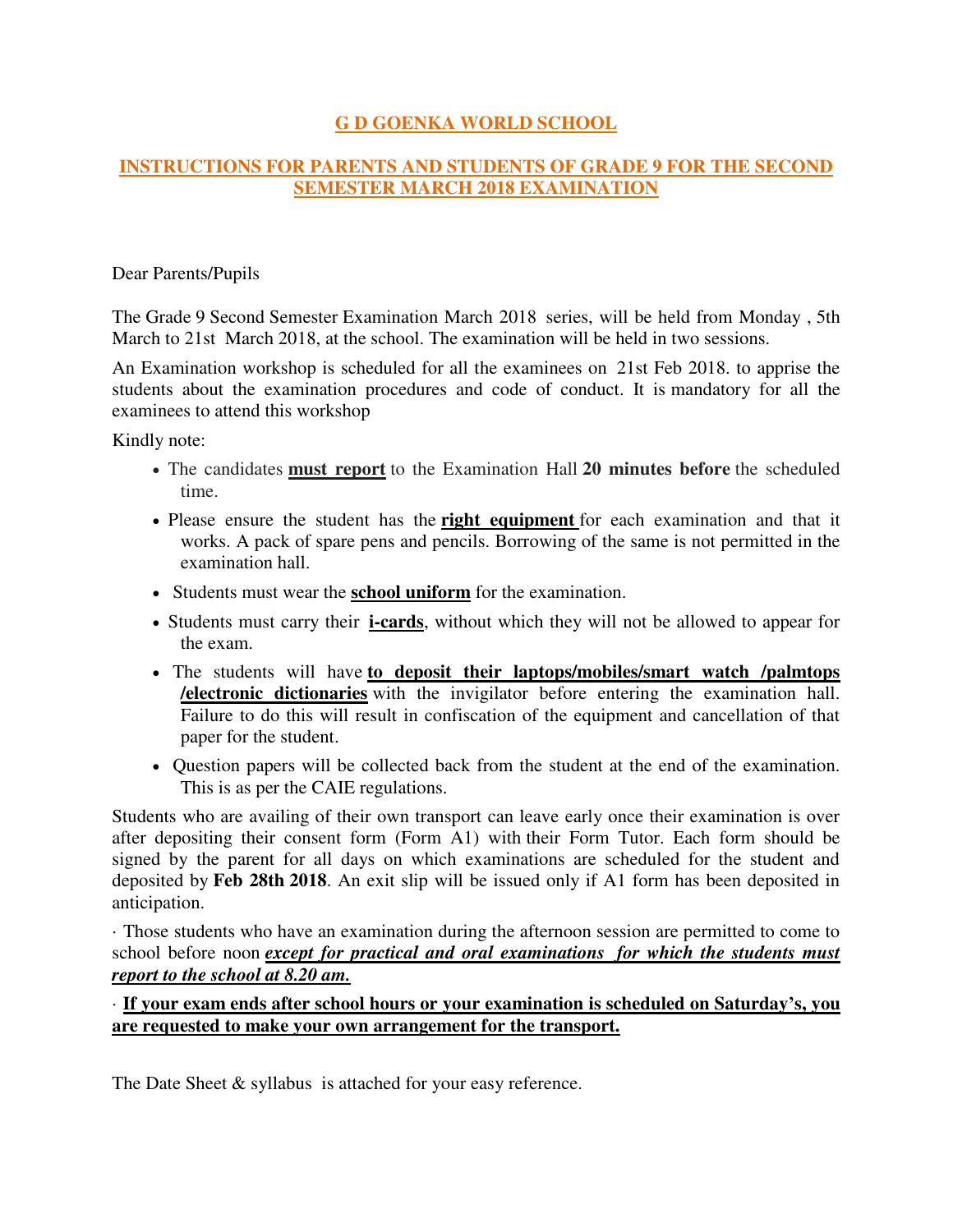# G D GOENKA WORLD SCHOOL

## INSTRUCTIONS FOR PARENTS AND STUDENTS OF GRADE 9 FOR THE SECOND SEMESTER MARCH 2018 EXAMINATION

Dear Parents/Pupils

The Grade 9 Second Semester Examination March 2018 series, will be held from Monday , 5th March to 21st March 2018, at the school. The examination will be held in two sessions.

An Examination workshop is scheduled for all the examinees on 21st Feb 2018. to apprise the students about the examination procedures and code of conduct. It is mandatory for all the examinees to attend this workshop

Kindly note:

- The candidates **must report** to the Examination Hall **20 minutes before** the scheduled time.
- Please ensure the student has the **right equipment** for each examination and that it works. A pack of spare pens and pencils. Borrowing of the same is not permitted in the examination hall.
- Students must wear the **school uniform** for the examination.
- Students must carry their **i-cards**, without which they will not be allowed to appear for the exam.
- The students will have **to deposit their laptops/mobiles/smart watch /palmtops /electronic dictionaries** with the invigilator before entering the examination hall. Failure to do this will result in confiscation of the equipment and cancellation of that paper for the student.
- Question papers will be collected back from the student at the end of the examination. This is as per the CAIE regulations.

Students who are availing of their own transport can leave early once their examination is over after depositing their consent form (Form A1) with their Form Tutor. Each form should be signed by the parent for all days on which examinations are scheduled for the student and deposited by **Feb 28th 2018**. An exit slip will be issued only if A1 form has been deposited in anticipation.

· Those students who have an examination during the afternoon session are permitted to come to school before noon ***except for practical and oral examinations for which the students must report to the school at 8.20 am.***

· **If your exam ends after school hours or your examination is scheduled on Saturday's, you are requested to make your own arrangement for the transport.**

The Date Sheet & syllabus is attached for your easy reference.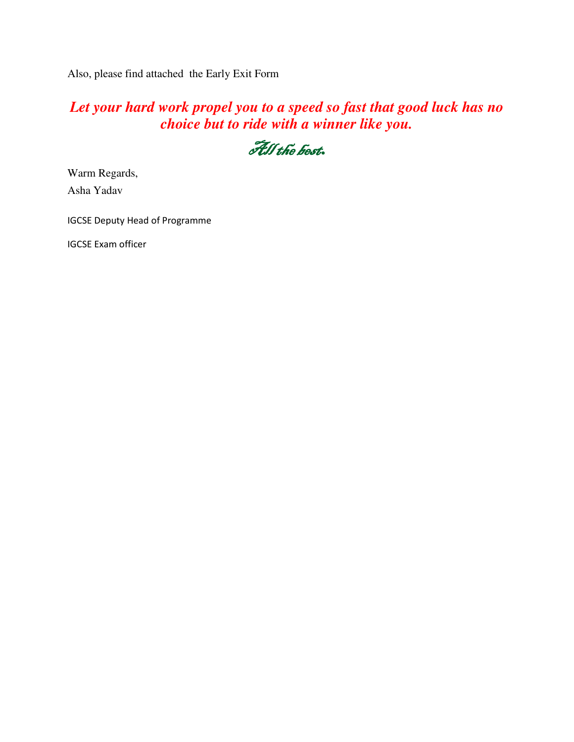Also, please find attached the Early Exit Form

***Let your hard work propel you to a speed so fast that good luck has no choice but to ride with a winner like you.***

*All the best.*

Warm Regards,
Asha Yadav

IGCSE Deputy Head of Programme

IGCSE Exam officer